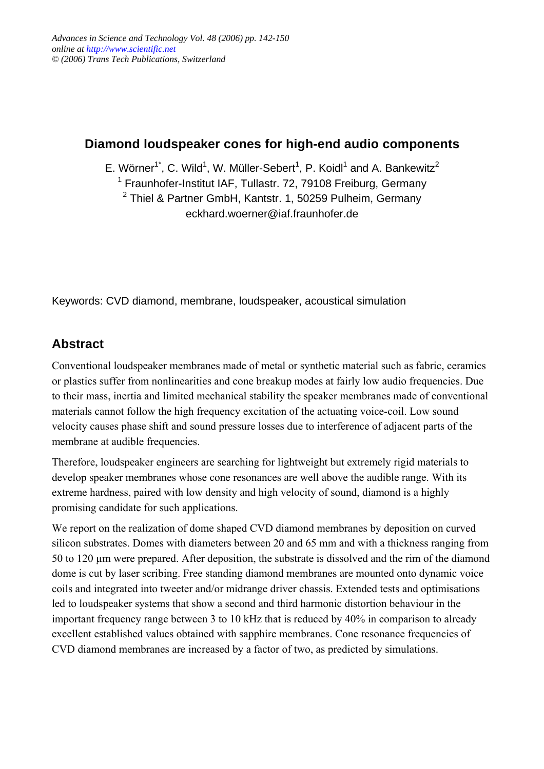# Diamond loudspeaker cones for high-end audio components

E. Wörner[1*], C. Wild[1], W. Müller-Sebert[1], P. Koidl[1] and A. Bankewitz[2]

[1] Fraunhofer-Institut IAF, Tullastr. 72, 79108 Freiburg, Germany

[2] Thiel & Partner GmbH, Kantstr. 1, 50259 Pulheim, Germany

eckhard.woerner@iaf.fraunhofer.de

Keywords: CVD diamond, membrane, loudspeaker, acoustical simulation

## Abstract

Conventional loudspeaker membranes made of metal or synthetic material such as fabric, ceramics or plastics suffer from nonlinearities and cone breakup modes at fairly low audio frequencies. Due to their mass, inertia and limited mechanical stability the speaker membranes made of conventional materials cannot follow the high frequency excitation of the actuating voice-coil. Low sound velocity causes phase shift and sound pressure losses due to interference of adjacent parts of the membrane at audible frequencies.

Therefore, loudspeaker engineers are searching for lightweight but extremely rigid materials to develop speaker membranes whose cone resonances are well above the audible range. With its extreme hardness, paired with low density and high velocity of sound, diamond is a highly promising candidate for such applications.

We report on the realization of dome shaped CVD diamond membranes by deposition on curved silicon substrates. Domes with diameters between 20 and 65 mm and with a thickness ranging from 50 to 120 µm were prepared. After deposition, the substrate is dissolved and the rim of the diamond dome is cut by laser scribing. Free standing diamond membranes are mounted onto dynamic voice coils and integrated into tweeter and/or midrange driver chassis. Extended tests and optimisations led to loudspeaker systems that show a second and third harmonic distortion behaviour in the important frequency range between 3 to 10 kHz that is reduced by 40% in comparison to already excellent established values obtained with sapphire membranes. Cone resonance frequencies of CVD diamond membranes are increased by a factor of two, as predicted by simulations.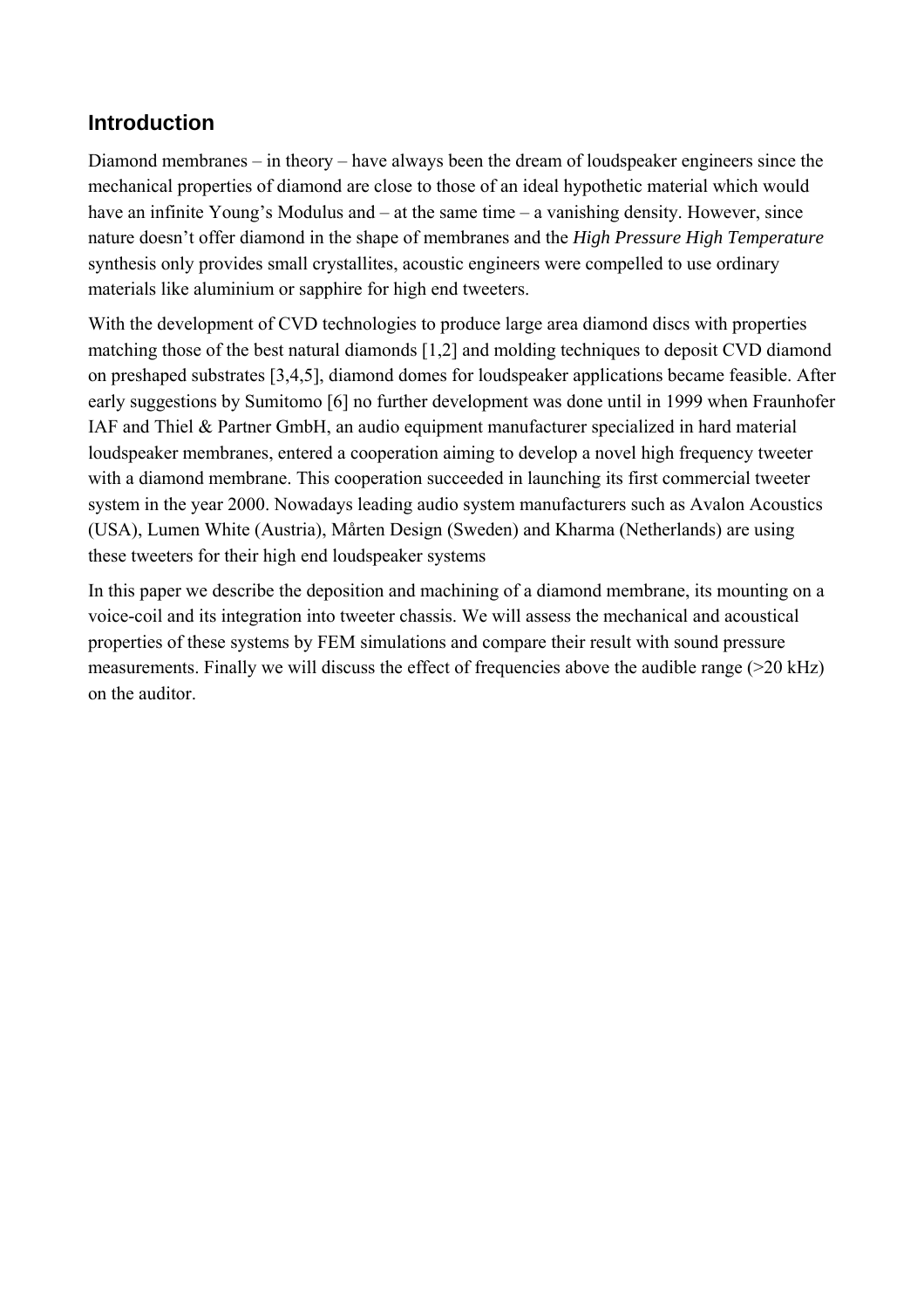## Introduction

Diamond membranes – in theory – have always been the dream of loudspeaker engineers since the mechanical properties of diamond are close to those of an ideal hypothetic material which would have an infinite Young's Modulus and – at the same time – a vanishing density. However, since nature doesn't offer diamond in the shape of membranes and the *High Pressure High Temperature* synthesis only provides small crystallites, acoustic engineers were compelled to use ordinary materials like aluminium or sapphire for high end tweeters.

With the development of CVD technologies to produce large area diamond discs with properties matching those of the best natural diamonds [1,2] and molding techniques to deposit CVD diamond on preshaped substrates [3,4,5], diamond domes for loudspeaker applications became feasible. After early suggestions by Sumitomo [6] no further development was done until in 1999 when Fraunhofer IAF and Thiel & Partner GmbH, an audio equipment manufacturer specialized in hard material loudspeaker membranes, entered a cooperation aiming to develop a novel high frequency tweeter with a diamond membrane. This cooperation succeeded in launching its first commercial tweeter system in the year 2000. Nowadays leading audio system manufacturers such as Avalon Acoustics (USA), Lumen White (Austria), Mårten Design (Sweden) and Kharma (Netherlands) are using these tweeters for their high end loudspeaker systems

In this paper we describe the deposition and machining of a diamond membrane, its mounting on a voice-coil and its integration into tweeter chassis. We will assess the mechanical and acoustical properties of these systems by FEM simulations and compare their result with sound pressure measurements. Finally we will discuss the effect of frequencies above the audible range (>20 kHz) on the auditor.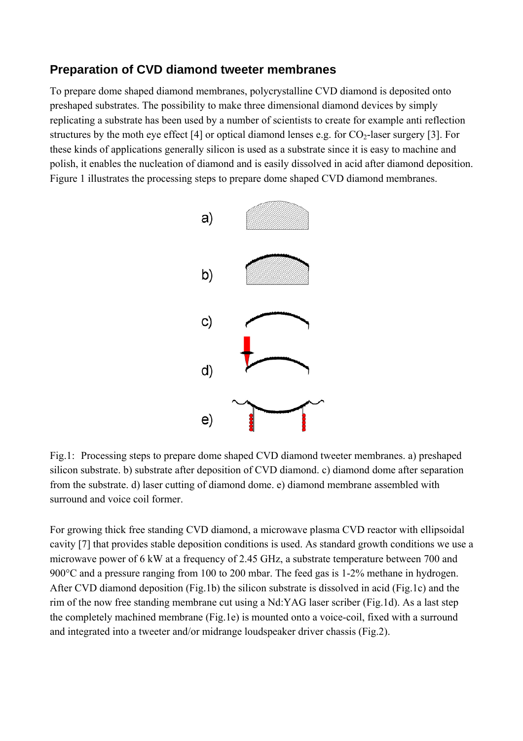## Preparation of CVD diamond tweeter membranes

To prepare dome shaped diamond membranes, polycrystalline CVD diamond is deposited onto preshaped substrates. The possibility to make three dimensional diamond devices by simply replicating a substrate has been used by a number of scientists to create for example anti reflection structures by the moth eye effect [4] or optical diamond lenses e.g. for $CO_2$-laser surgery [3]. For these kinds of applications generally silicon is used as a substrate since it is easy to machine and polish, it enables the nucleation of diamond and is easily dissolved in acid after diamond deposition. Figure 1 illustrates the processing steps to prepare dome shaped CVD diamond membranes.

Fig.1: Processing steps to prepare dome shaped CVD diamond tweeter membranes. a) preshaped silicon substrate. b) substrate after deposition of CVD diamond. c) diamond dome after separation from the substrate. d) laser cutting of diamond dome. e) diamond membrane assembled with surround and voice coil former.

For growing thick free standing CVD diamond, a microwave plasma CVD reactor with ellipsoidal cavity [7] that provides stable deposition conditions is used. As standard growth conditions we use a microwave power of 6 kW at a frequency of 2.45 GHz, a substrate temperature between 700 and 900°C and a pressure ranging from 100 to 200 mbar. The feed gas is 1-2% methane in hydrogen. After CVD diamond deposition (Fig.1b) the silicon substrate is dissolved in acid (Fig.1c) and the rim of the now free standing membrane cut using a Nd:YAG laser scriber (Fig.1d). As a last step the completely machined membrane (Fig.1e) is mounted onto a voice-coil, fixed with a surround and integrated into a tweeter and/or midrange loudspeaker driver chassis (Fig.2).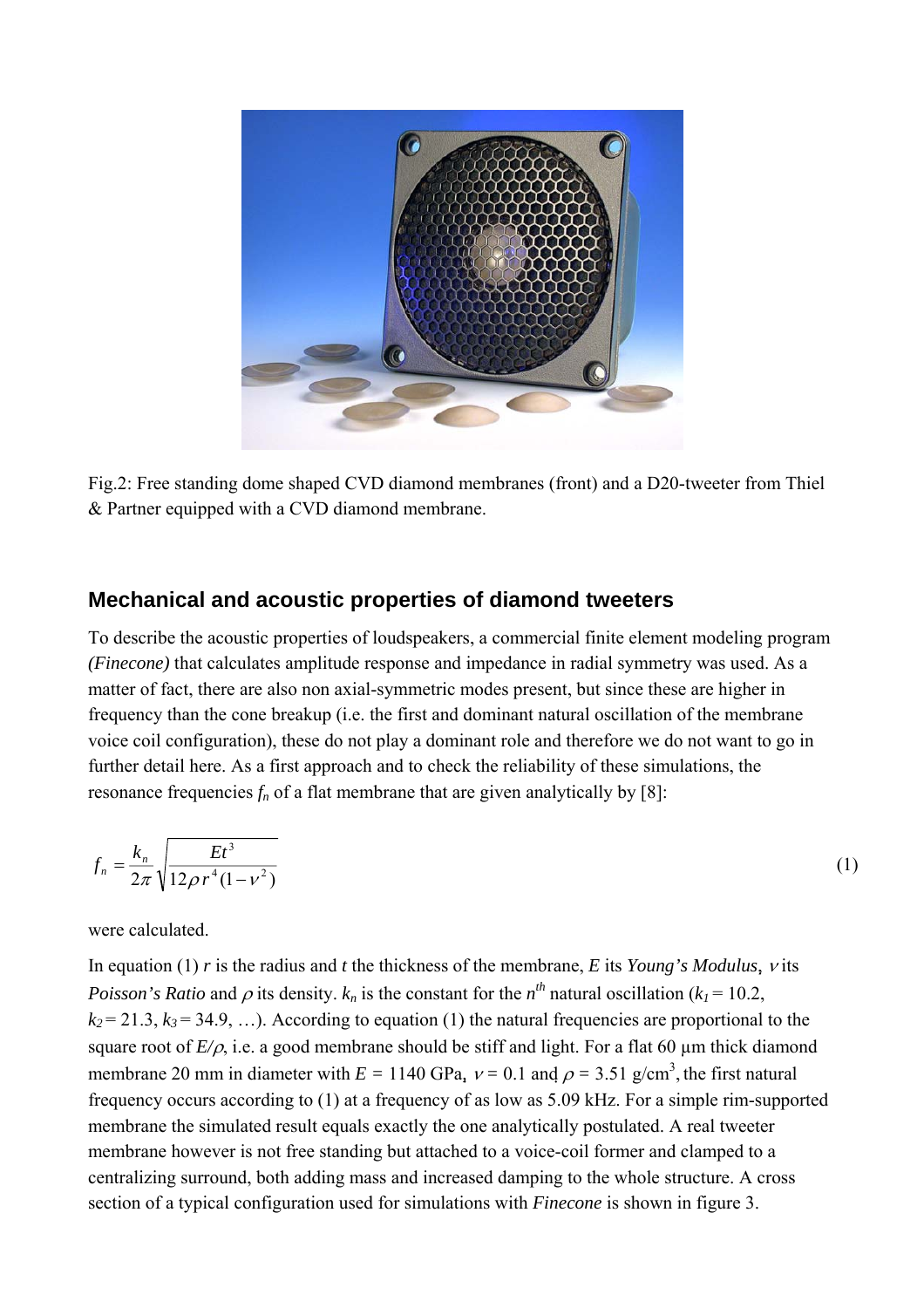Fig.2: Free standing dome shaped CVD diamond membranes (front) and a D20-tweeter from Thiel & Partner equipped with a CVD diamond membrane.

## Mechanical and acoustic properties of diamond tweeters

To describe the acoustic properties of loudspeakers, a commercial finite element modeling program *(Finecone)* that calculates amplitude response and impedance in radial symmetry was used. As a matter of fact, there are also non axial-symmetric modes present, but since these are higher in frequency than the cone breakup (i.e. the first and dominant natural oscillation of the membrane voice coil configuration), these do not play a dominant role and therefore we do not want to go in further detail here. As a first approach and to check the reliability of these simulations, the resonance frequencies $f_n$ of a flat membrane that are given analytically by [8]:

$$f_n = \frac{k_n}{2\pi}\sqrt{\frac{Et^3}{12\rho r^4(1-\nu^2)}} \tag{1}$$

were calculated.

In equation (1) $r$ is the radius and $t$ the thickness of the membrane, $E$ its *Young's Modulus*, $\nu$ its *Poisson's Ratio* and $\rho$ its density. $k_n$ is the constant for the $n^{th}$ natural oscillation ($k_1 = 10.2$, $k_2 = 21.3$, $k_3 = 34.9$, …). According to equation (1) the natural frequencies are proportional to the square root of $E/\rho$, i.e. a good membrane should be stiff and light. For a flat 60 µm thick diamond membrane 20 mm in diameter with $E$ = 1140 GPa, $\nu$ = 0.1 and $\rho$ = 3.51 g/cm$^3$, the first natural frequency occurs according to (1) at a frequency of as low as 5.09 kHz. For a simple rim-supported membrane the simulated result equals exactly the one analytically postulated. A real tweeter membrane however is not free standing but attached to a voice-coil former and clamped to a centralizing surround, both adding mass and increased damping to the whole structure. A cross section of a typical configuration used for simulations with *Finecone* is shown in figure 3.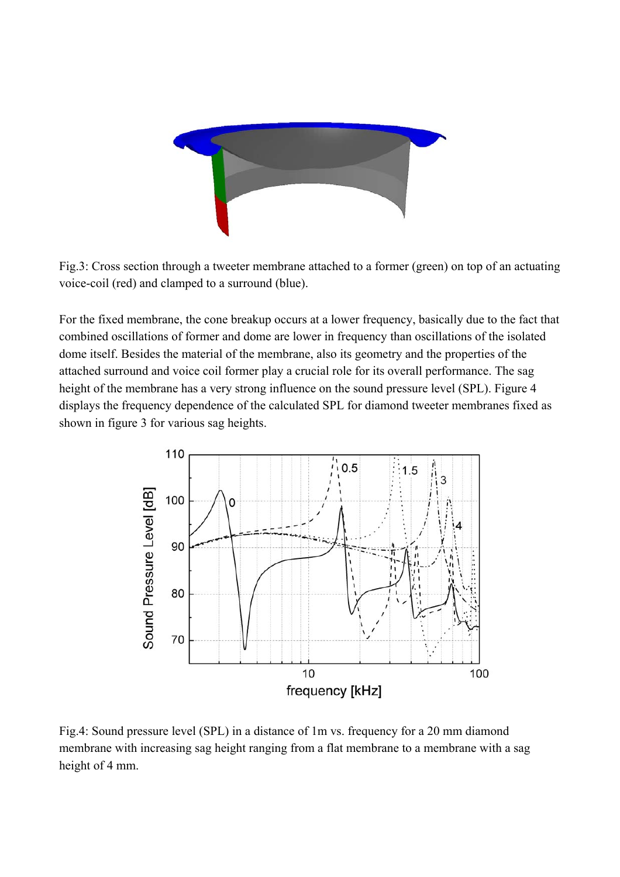Fig.3: Cross section through a tweeter membrane attached to a former (green) on top of an actuating voice-coil (red) and clamped to a surround (blue).

For the fixed membrane, the cone breakup occurs at a lower frequency, basically due to the fact that combined oscillations of former and dome are lower in frequency than oscillations of the isolated dome itself. Besides the material of the membrane, also its geometry and the properties of the attached surround and voice coil former play a crucial role for its overall performance. The sag height of the membrane has a very strong influence on the sound pressure level (SPL). Figure 4 displays the frequency dependence of the calculated SPL for diamond tweeter membranes fixed as shown in figure 3 for various sag heights.

Fig.4: Sound pressure level (SPL) in a distance of 1m vs. frequency for a 20 mm diamond membrane with increasing sag height ranging from a flat membrane to a membrane with a sag height of 4 mm.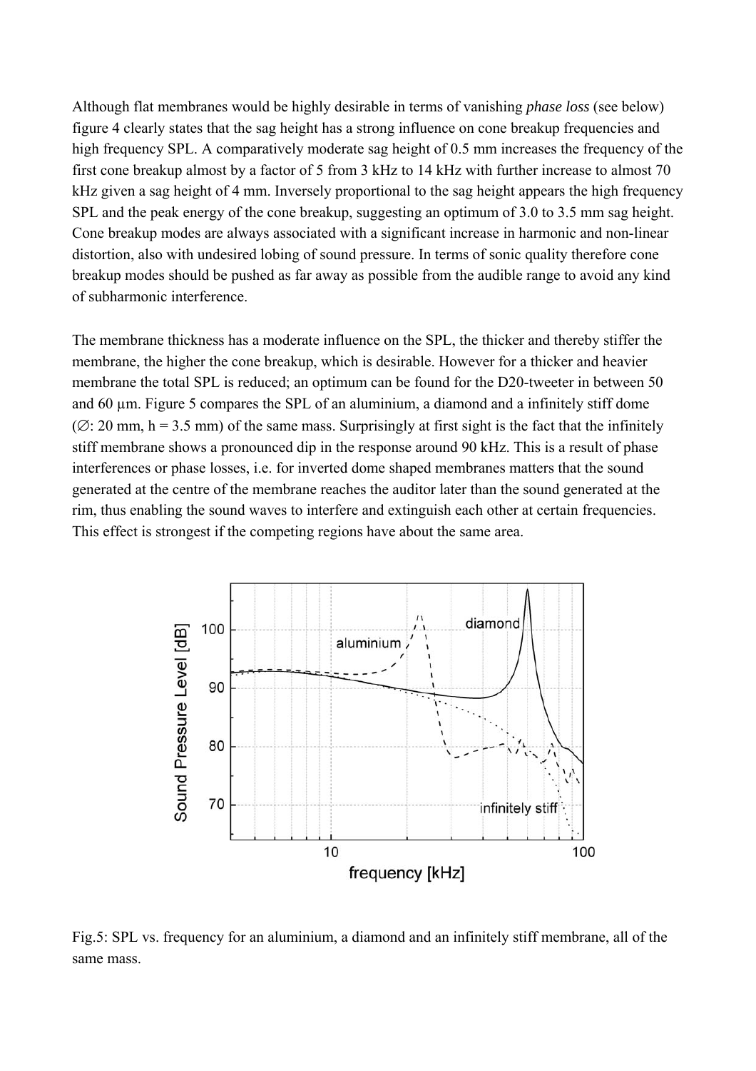Although flat membranes would be highly desirable in terms of vanishing *phase loss* (see below) figure 4 clearly states that the sag height has a strong influence on cone breakup frequencies and high frequency SPL. A comparatively moderate sag height of 0.5 mm increases the frequency of the first cone breakup almost by a factor of 5 from 3 kHz to 14 kHz with further increase to almost 70 kHz given a sag height of 4 mm. Inversely proportional to the sag height appears the high frequency SPL and the peak energy of the cone breakup, suggesting an optimum of 3.0 to 3.5 mm sag height. Cone breakup modes are always associated with a significant increase in harmonic and non-linear distortion, also with undesired lobing of sound pressure. In terms of sonic quality therefore cone breakup modes should be pushed as far away as possible from the audible range to avoid any kind of subharmonic interference.

The membrane thickness has a moderate influence on the SPL, the thicker and thereby stiffer the membrane, the higher the cone breakup, which is desirable. However for a thicker and heavier membrane the total SPL is reduced; an optimum can be found for the D20-tweeter in between 50 and 60 µm. Figure 5 compares the SPL of an aluminium, a diamond and a infinitely stiff dome (∅: 20 mm, h = 3.5 mm) of the same mass. Surprisingly at first sight is the fact that the infinitely stiff membrane shows a pronounced dip in the response around 90 kHz. This is a result of phase interferences or phase losses, i.e. for inverted dome shaped membranes matters that the sound generated at the centre of the membrane reaches the auditor later than the sound generated at the rim, thus enabling the sound waves to interfere and extinguish each other at certain frequencies. This effect is strongest if the competing regions have about the same area.

Fig.5: SPL vs. frequency for an aluminium, a diamond and an infinitely stiff membrane, all of the same mass.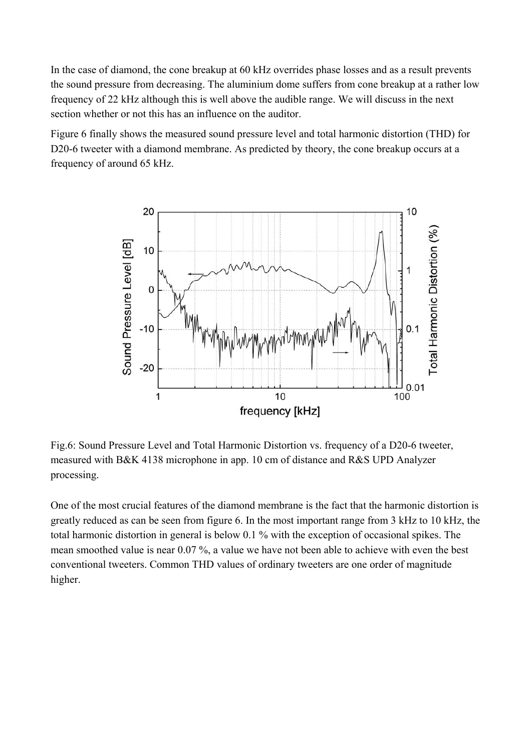In the case of diamond, the cone breakup at 60 kHz overrides phase losses and as a result prevents the sound pressure from decreasing. The aluminium dome suffers from cone breakup at a rather low frequency of 22 kHz although this is well above the audible range. We will discuss in the next section whether or not this has an influence on the auditor.

Figure 6 finally shows the measured sound pressure level and total harmonic distortion (THD) for D20-6 tweeter with a diamond membrane. As predicted by theory, the cone breakup occurs at a frequency of around 65 kHz.

Fig.6: Sound Pressure Level and Total Harmonic Distortion vs. frequency of a D20-6 tweeter, measured with B&K 4138 microphone in app. 10 cm of distance and R&S UPD Analyzer processing.

One of the most crucial features of the diamond membrane is the fact that the harmonic distortion is greatly reduced as can be seen from figure 6. In the most important range from 3 kHz to 10 kHz, the total harmonic distortion in general is below 0.1 % with the exception of occasional spikes. The mean smoothed value is near 0.07 %, a value we have not been able to achieve with even the best conventional tweeters. Common THD values of ordinary tweeters are one order of magnitude higher.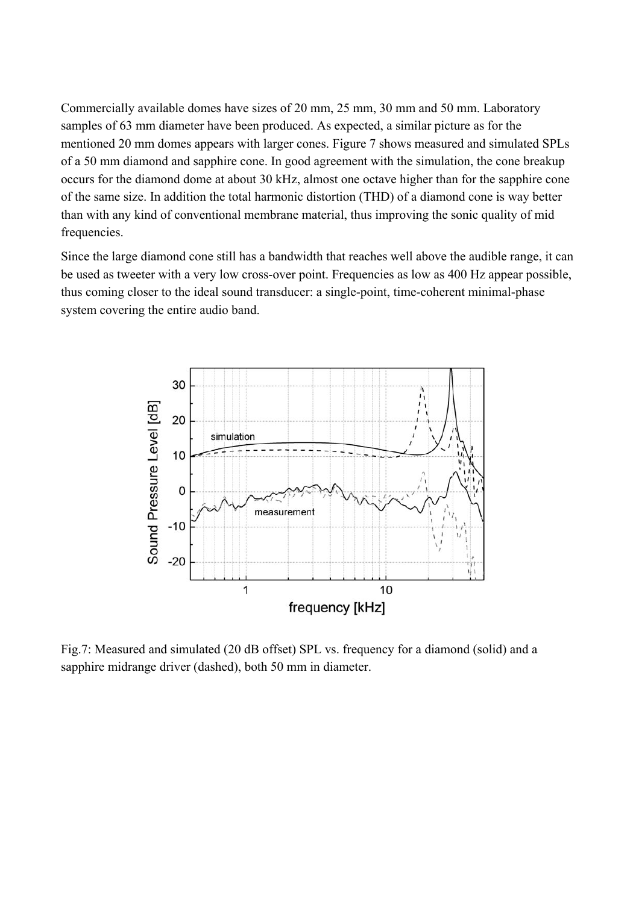Commercially available domes have sizes of 20 mm, 25 mm, 30 mm and 50 mm. Laboratory samples of 63 mm diameter have been produced. As expected, a similar picture as for the mentioned 20 mm domes appears with larger cones. Figure 7 shows measured and simulated SPLs of a 50 mm diamond and sapphire cone. In good agreement with the simulation, the cone breakup occurs for the diamond dome at about 30 kHz, almost one octave higher than for the sapphire cone of the same size. In addition the total harmonic distortion (THD) of a diamond cone is way better than with any kind of conventional membrane material, thus improving the sonic quality of mid frequencies.

Since the large diamond cone still has a bandwidth that reaches well above the audible range, it can be used as tweeter with a very low cross-over point. Frequencies as low as 400 Hz appear possible, thus coming closer to the ideal sound transducer: a single-point, time-coherent minimal-phase system covering the entire audio band.

Fig.7: Measured and simulated (20 dB offset) SPL vs. frequency for a diamond (solid) and a sapphire midrange driver (dashed), both 50 mm in diameter.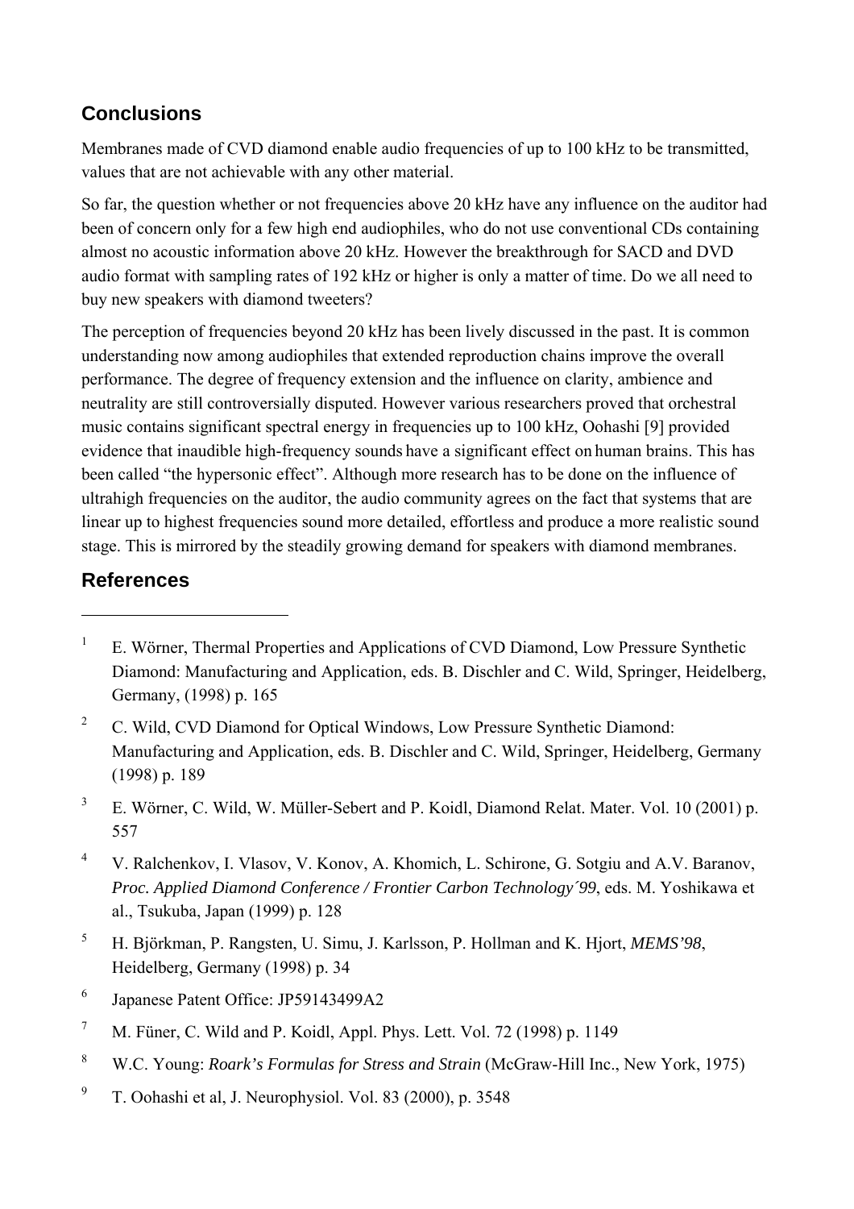## Conclusions

Membranes made of CVD diamond enable audio frequencies of up to 100 kHz to be transmitted, values that are not achievable with any other material.

So far, the question whether or not frequencies above 20 kHz have any influence on the auditor had been of concern only for a few high end audiophiles, who do not use conventional CDs containing almost no acoustic information above 20 kHz. However the breakthrough for SACD and DVD audio format with sampling rates of 192 kHz or higher is only a matter of time. Do we all need to buy new speakers with diamond tweeters?

The perception of frequencies beyond 20 kHz has been lively discussed in the past. It is common understanding now among audiophiles that extended reproduction chains improve the overall performance. The degree of frequency extension and the influence on clarity, ambience and neutrality are still controversially disputed. However various researchers proved that orchestral music contains significant spectral energy in frequencies up to 100 kHz, Oohashi [9] provided evidence that inaudible high-frequency sounds have a significant effect on human brains. This has been called "the hypersonic effect". Although more research has to be done on the influence of ultrahigh frequencies on the auditor, the audio community agrees on the fact that systems that are linear up to highest frequencies sound more detailed, effortless and produce a more realistic sound stage. This is mirrored by the steadily growing demand for speakers with diamond membranes.

## References

[1] E. Wörner, Thermal Properties and Applications of CVD Diamond, Low Pressure Synthetic Diamond: Manufacturing and Application, eds. B. Dischler and C. Wild, Springer, Heidelberg, Germany, (1998) p. 165

[2] C. Wild, CVD Diamond for Optical Windows, Low Pressure Synthetic Diamond: Manufacturing and Application, eds. B. Dischler and C. Wild, Springer, Heidelberg, Germany (1998) p. 189

[3] E. Wörner, C. Wild, W. Müller-Sebert and P. Koidl, Diamond Relat. Mater. Vol. 10 (2001) p. 557

[4] V. Ralchenkov, I. Vlasov, V. Konov, A. Khomich, L. Schirone, G. Sotgiu and A.V. Baranov, *Proc. Applied Diamond Conference / Frontier Carbon Technology´99*, eds. M. Yoshikawa et al., Tsukuba, Japan (1999) p. 128

[5] H. Björkman, P. Rangsten, U. Simu, J. Karlsson, P. Hollman and K. Hjort, *MEMS'98*, Heidelberg, Germany (1998) p. 34

[6] Japanese Patent Office: JP59143499A2

[7] M. Füner, C. Wild and P. Koidl, Appl. Phys. Lett. Vol. 72 (1998) p. 1149

[8] W.C. Young: *Roark's Formulas for Stress and Strain* (McGraw-Hill Inc., New York, 1975)

[9] T. Oohashi et al, J. Neurophysiol. Vol. 83 (2000), p. 3548